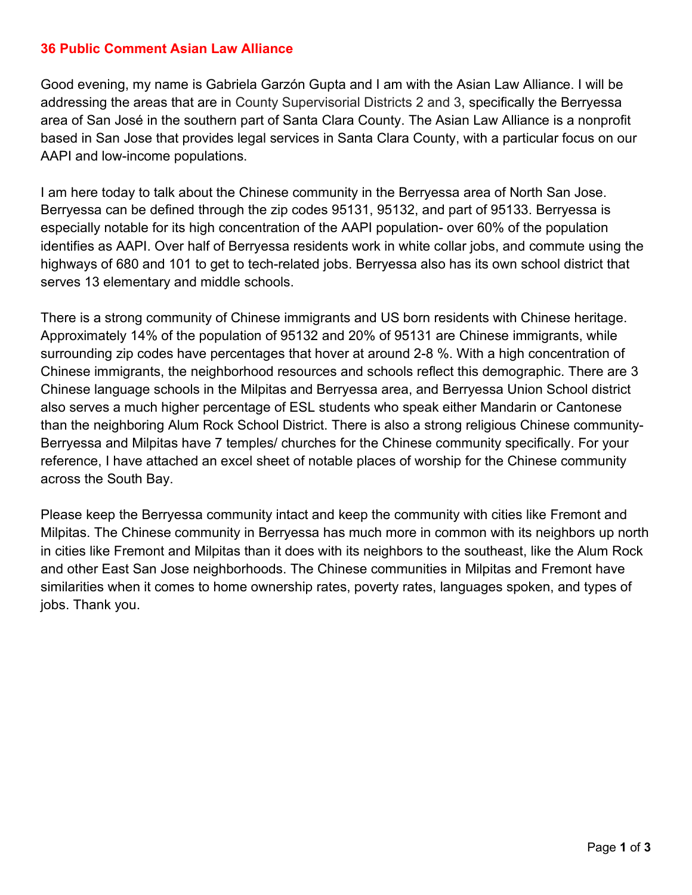**36 Public Comment Asian Law Alliance**

Good evening, my name is Gabriela Garzón Gupta and I am with the Asian Law Alliance. I will be addressing the areas that are in County Supervisorial Districts 2 and 3, specifically the Berryessa area of San José in the southern part of Santa Clara County. The Asian Law Alliance is a nonprofit based in San Jose that provides legal services in Santa Clara County, with a particular focus on our AAPI and low-income populations.

I am here today to talk about the Chinese community in the Berryessa area of North San Jose. Berryessa can be defined through the zip codes 95131, 95132, and part of 95133. Berryessa is especially notable for its high concentration of the AAPI population- over 60% of the population identifies as AAPI. Over half of Berryessa residents work in white collar jobs, and commute using the highways of 680 and 101 to get to tech-related jobs. Berryessa also has its own school district that serves 13 elementary and middle schools.

There is a strong community of Chinese immigrants and US born residents with Chinese heritage. Approximately 14% of the population of 95132 and 20% of 95131 are Chinese immigrants, while surrounding zip codes have percentages that hover at around 2-8 %. With a high concentration of Chinese immigrants, the neighborhood resources and schools reflect this demographic. There are 3 Chinese language schools in the Milpitas and Berryessa area, and Berryessa Union School district also serves a much higher percentage of ESL students who speak either Mandarin or Cantonese than the neighboring Alum Rock School District. There is also a strong religious Chinese community- Berryessa and Milpitas have 7 temples/ churches for the Chinese community specifically. For your reference, I have attached an excel sheet of notable places of worship for the Chinese community across the South Bay.

Please keep the Berryessa community intact and keep the community with cities like Fremont and Milpitas. The Chinese community in Berryessa has much more in common with its neighbors up north in cities like Fremont and Milpitas than it does with its neighbors to the southeast, like the Alum Rock and other East San Jose neighborhoods. The Chinese communities in Milpitas and Fremont have similarities when it comes to home ownership rates, poverty rates, languages spoken, and types of jobs. Thank you.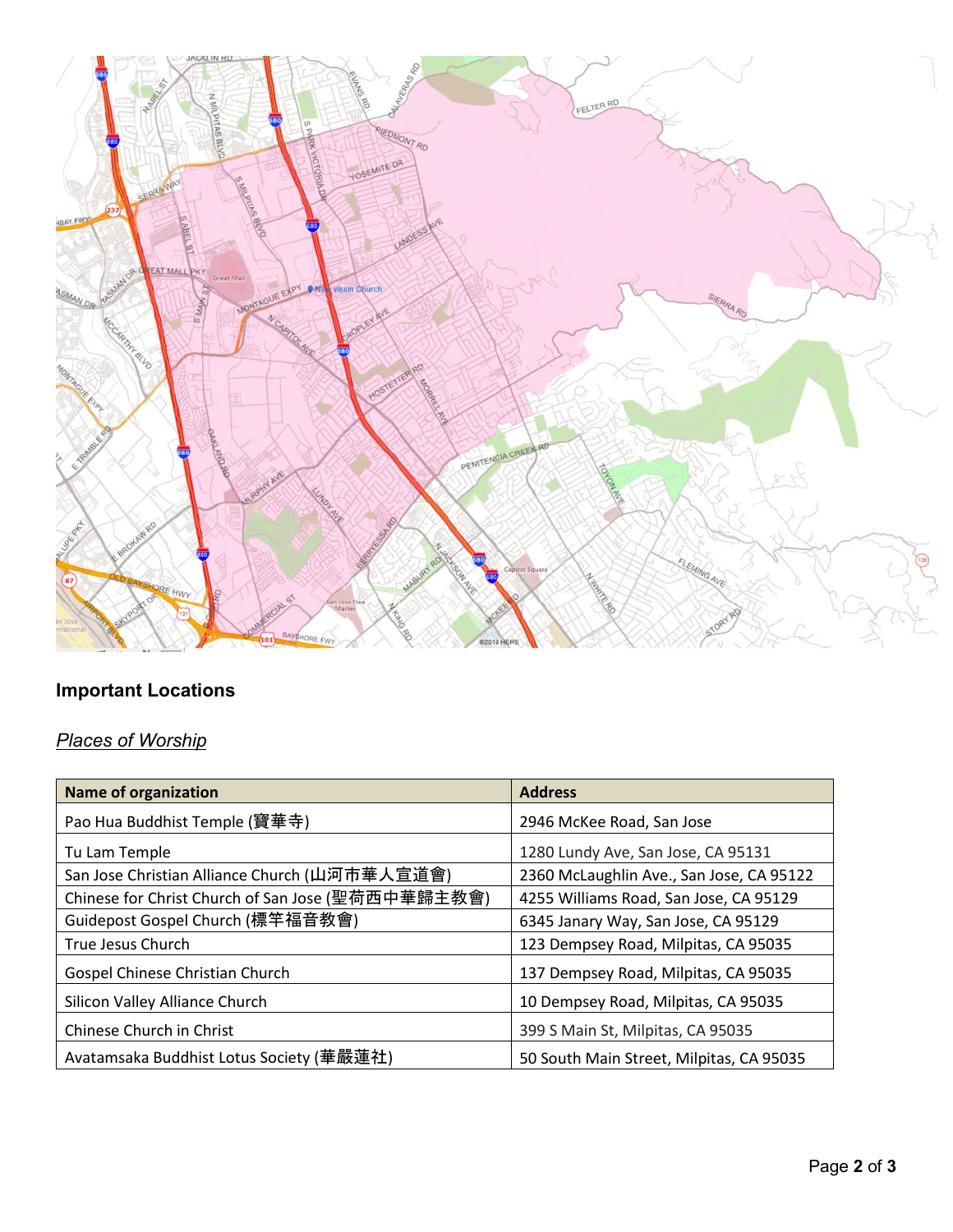## Important Locations

### *Places of Worship*

| Name of organization | Address |
|---|---|
| Pao Hua Buddhist Temple (寶華寺) | 2946 McKee Road, San Jose |
| Tu Lam Temple | 1280 Lundy Ave, San Jose, CA 95131 |
| San Jose Christian Alliance Church (山河市華人宣道會) | 2360 McLaughlin Ave., San Jose, CA 95122 |
| Chinese for Christ Church of San Jose (聖荷西中華歸主教會) | 4255 Williams Road, San Jose, CA 95129 |
| Guidepost Gospel Church (標竿福音教會) | 6345 Janary Way, San Jose, CA 95129 |
| True Jesus Church | 123 Dempsey Road, Milpitas, CA 95035 |
| Gospel Chinese Christian Church | 137 Dempsey Road, Milpitas, CA 95035 |
| Silicon Valley Alliance Church | 10 Dempsey Road, Milpitas, CA 95035 |
| Chinese Church in Christ | 399 S Main St, Milpitas, CA 95035 |
| Avatamsaka Buddhist Lotus Society (華嚴蓮社) | 50 South Main Street, Milpitas, CA 95035 |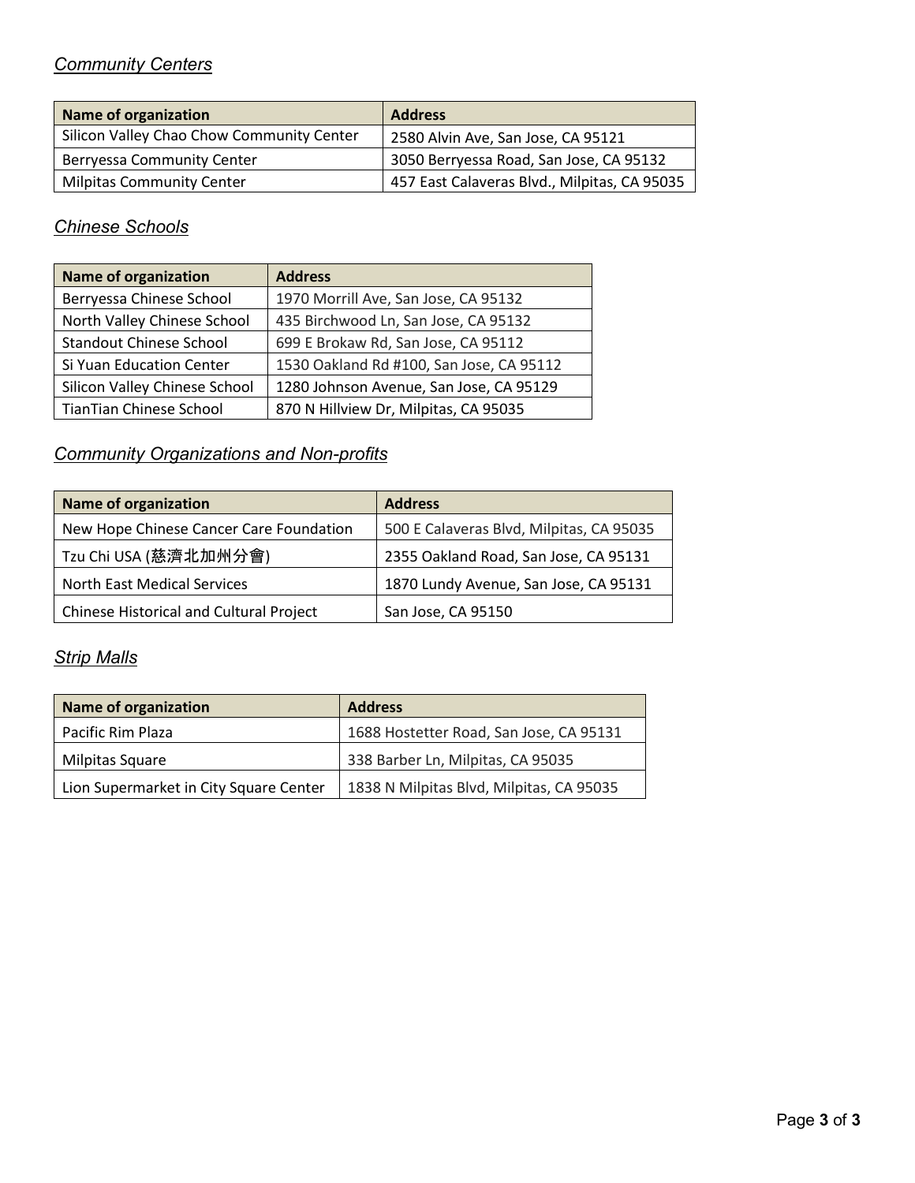### *Community Centers*

| Name of organization | Address |
| --- | --- |
| Silicon Valley Chao Chow Community Center | 2580 Alvin Ave, San Jose, CA 95121 |
| Berryessa Community Center | 3050 Berryessa Road, San Jose, CA 95132 |
| Milpitas Community Center | 457 East Calaveras Blvd., Milpitas, CA 95035 |

### *Chinese Schools*

| Name of organization | Address |
| --- | --- |
| Berryessa Chinese School | 1970 Morrill Ave, San Jose, CA 95132 |
| North Valley Chinese School | 435 Birchwood Ln, San Jose, CA 95132 |
| Standout Chinese School | 699 E Brokaw Rd, San Jose, CA 95112 |
| Si Yuan Education Center | 1530 Oakland Rd #100, San Jose, CA 95112 |
| Silicon Valley Chinese School | 1280 Johnson Avenue, San Jose, CA 95129 |
| TianTian Chinese School | 870 N Hillview Dr, Milpitas, CA 95035 |

### *Community Organizations and Non-profits*

| Name of organization | Address |
| --- | --- |
| New Hope Chinese Cancer Care Foundation | 500 E Calaveras Blvd, Milpitas, CA 95035 |
| Tzu Chi USA (慈濟北加州分會) | 2355 Oakland Road, San Jose, CA 95131 |
| North East Medical Services | 1870 Lundy Avenue, San Jose, CA 95131 |
| Chinese Historical and Cultural Project | San Jose, CA 95150 |

### *Strip Malls*

| Name of organization | Address |
| --- | --- |
| Pacific Rim Plaza | 1688 Hostetter Road, San Jose, CA 95131 |
| Milpitas Square | 338 Barber Ln, Milpitas, CA 95035 |
| Lion Supermarket in City Square Center | 1838 N Milpitas Blvd, Milpitas, CA 95035 |